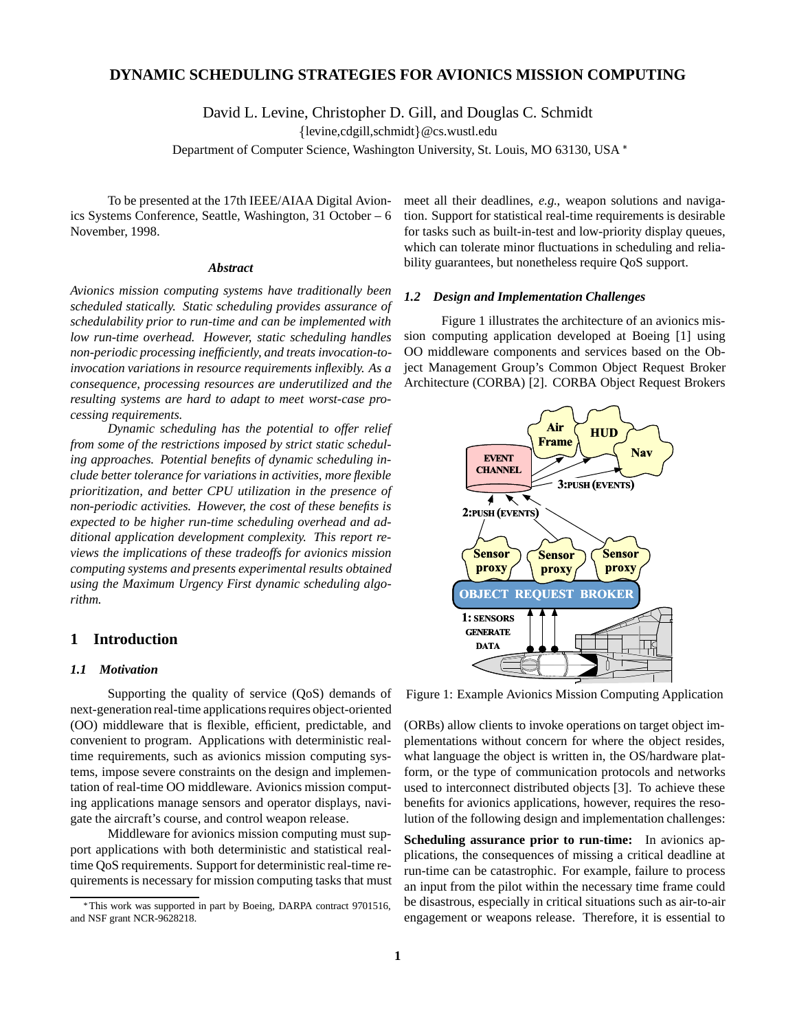# DYNAMIC SCHEDULING STRATEGIES FOR AVIONICS MISSION COMPUTING

David L. Levine, Christopher D. Gill, and Douglas C. Schmidt

{levine,cdgill,schmidt}@cs.wustl.edu

Department of Computer Science, Washington University, St. Louis, MO 63130, USA *

To be presented at the 17th IEEE/AIAA Digital Avionics Systems Conference, Seattle, Washington, 31 October – 6 November, 1998.

### *Abstract*

*Avionics mission computing systems have traditionally been scheduled statically. Static scheduling provides assurance of schedulability prior to run-time and can be implemented with low run-time overhead. However, static scheduling handles non-periodic processing inefficiently, and treats invocation-to-invocation variations in resource requirements inflexibly. As a consequence, processing resources are underutilized and the resulting systems are hard to adapt to meet worst-case processing requirements.*

*Dynamic scheduling has the potential to offer relief from some of the restrictions imposed by strict static scheduling approaches. Potential benefits of dynamic scheduling include better tolerance for variations in activities, more flexible prioritization, and better CPU utilization in the presence of non-periodic activities. However, the cost of these benefits is expected to be higher run-time scheduling overhead and additional application development complexity. This report reviews the implications of these tradeoffs for avionics mission computing systems and presents experimental results obtained using the Maximum Urgency First dynamic scheduling algorithm.*

## 1 Introduction

### *1.1 Motivation*

Supporting the quality of service (QoS) demands of next-generation real-time applications requires object-oriented (OO) middleware that is flexible, efficient, predictable, and convenient to program. Applications with deterministic real-time requirements, such as avionics mission computing systems, impose severe constraints on the design and implementation of real-time OO middleware. Avionics mission computing applications manage sensors and operator displays, navigate the aircraft's course, and control weapon release.

Middleware for avionics mission computing must support applications with both deterministic and statistical real-time QoS requirements. Support for deterministic real-time requirements is necessary for mission computing tasks that must meet all their deadlines, *e.g.*, weapon solutions and navigation. Support for statistical real-time requirements is desirable for tasks such as built-in-test and low-priority display queues, which can tolerate minor fluctuations in scheduling and reliability guarantees, but nonetheless require QoS support.

### *1.2 Design and Implementation Challenges*

Figure 1 illustrates the architecture of an avionics mission computing application developed at Boeing [1] using OO middleware components and services based on the Object Management Group's Common Object Request Broker Architecture (CORBA) [2]. CORBA Object Request Brokers (ORBs) allow clients to invoke operations on target object implementations without concern for where the object resides, what language the object is written in, the OS/hardware platform, or the type of communication protocols and networks used to interconnect distributed objects [3]. To achieve these benefits for avionics applications, however, requires the resolution of the following design and implementation challenges:

Figure 1: Example Avionics Mission Computing Application

**Scheduling assurance prior to run-time:** In avionics applications, the consequences of missing a critical deadline at run-time can be catastrophic. For example, failure to process an input from the pilot within the necessary time frame could be disastrous, especially in critical situations such as air-to-air engagement or weapons release. Therefore, it is essential to

*This work was supported in part by Boeing, DARPA contract 9701516, and NSF grant NCR-9628218.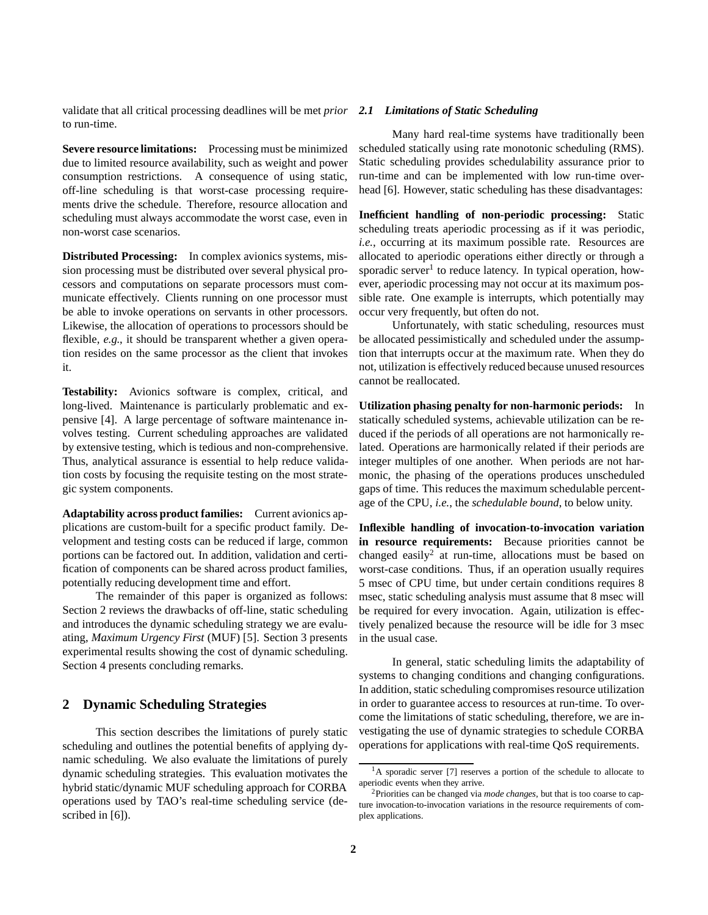validate that all critical processing deadlines will be met *prior* to run-time.

**Severe resource limitations:** Processing must be minimized due to limited resource availability, such as weight and power consumption restrictions. A consequence of using static, off-line scheduling is that worst-case processing requirements drive the schedule. Therefore, resource allocation and scheduling must always accommodate the worst case, even in non-worst case scenarios.

**Distributed Processing:** In complex avionics systems, mission processing must be distributed over several physical processors and computations on separate processors must communicate effectively. Clients running on one processor must be able to invoke operations on servants in other processors. Likewise, the allocation of operations to processors should be flexible, *e.g.*, it should be transparent whether a given operation resides on the same processor as the client that invokes it.

**Testability:** Avionics software is complex, critical, and long-lived. Maintenance is particularly problematic and expensive [4]. A large percentage of software maintenance involves testing. Current scheduling approaches are validated by extensive testing, which is tedious and non-comprehensive. Thus, analytical assurance is essential to help reduce validation costs by focusing the requisite testing on the most strategic system components.

**Adaptability across product families:** Current avionics applications are custom-built for a specific product family. Development and testing costs can be reduced if large, common portions can be factored out. In addition, validation and certification of components can be shared across product families, potentially reducing development time and effort.

The remainder of this paper is organized as follows: Section 2 reviews the drawbacks of off-line, static scheduling and introduces the dynamic scheduling strategy we are evaluating, *Maximum Urgency First* (MUF) [5]. Section 3 presents experimental results showing the cost of dynamic scheduling. Section 4 presents concluding remarks.

## 2 Dynamic Scheduling Strategies

This section describes the limitations of purely static scheduling and outlines the potential benefits of applying dynamic scheduling. We also evaluate the limitations of purely dynamic scheduling strategies. This evaluation motivates the hybrid static/dynamic MUF scheduling approach for CORBA operations used by TAO's real-time scheduling service (described in [6]).

### 2.1 Limitations of Static Scheduling

Many hard real-time systems have traditionally been scheduled statically using rate monotonic scheduling (RMS). Static scheduling provides schedulability assurance prior to run-time and can be implemented with low run-time overhead [6]. However, static scheduling has these disadvantages:

**Inefficient handling of non-periodic processing:** Static scheduling treats aperiodic processing as if it was periodic, *i.e.*, occurring at its maximum possible rate. Resources are allocated to aperiodic operations either directly or through a sporadic server[1] to reduce latency. In typical operation, however, aperiodic processing may not occur at its maximum possible rate. One example is interrupts, which potentially may occur very frequently, but often do not.

Unfortunately, with static scheduling, resources must be allocated pessimistically and scheduled under the assumption that interrupts occur at the maximum rate. When they do not, utilization is effectively reduced because unused resources cannot be reallocated.

**Utilization phasing penalty for non-harmonic periods:** In statically scheduled systems, achievable utilization can be reduced if the periods of all operations are not harmonically related. Operations are harmonically related if their periods are integer multiples of one another. When periods are not harmonic, the phasing of the operations produces unscheduled gaps of time. This reduces the maximum schedulable percentage of the CPU, *i.e.*, the *schedulable bound*, to below unity.

**Inflexible handling of invocation-to-invocation variation in resource requirements:** Because priorities cannot be changed easily[2] at run-time, allocations must be based on worst-case conditions. Thus, if an operation usually requires 5 msec of CPU time, but under certain conditions requires 8 msec, static scheduling analysis must assume that 8 msec will be required for every invocation. Again, utilization is effectively penalized because the resource will be idle for 3 msec in the usual case.

In general, static scheduling limits the adaptability of systems to changing conditions and changing configurations. In addition, static scheduling compromises resource utilization in order to guarantee access to resources at run-time. To overcome the limitations of static scheduling, therefore, we are investigating the use of dynamic strategies to schedule CORBA operations for applications with real-time QoS requirements.

[1] A sporadic server [7] reserves a portion of the schedule to allocate to aperiodic events when they arrive.

[2] Priorities can be changed via *mode changes*, but that is too coarse to capture invocation-to-invocation variations in the resource requirements of complex applications.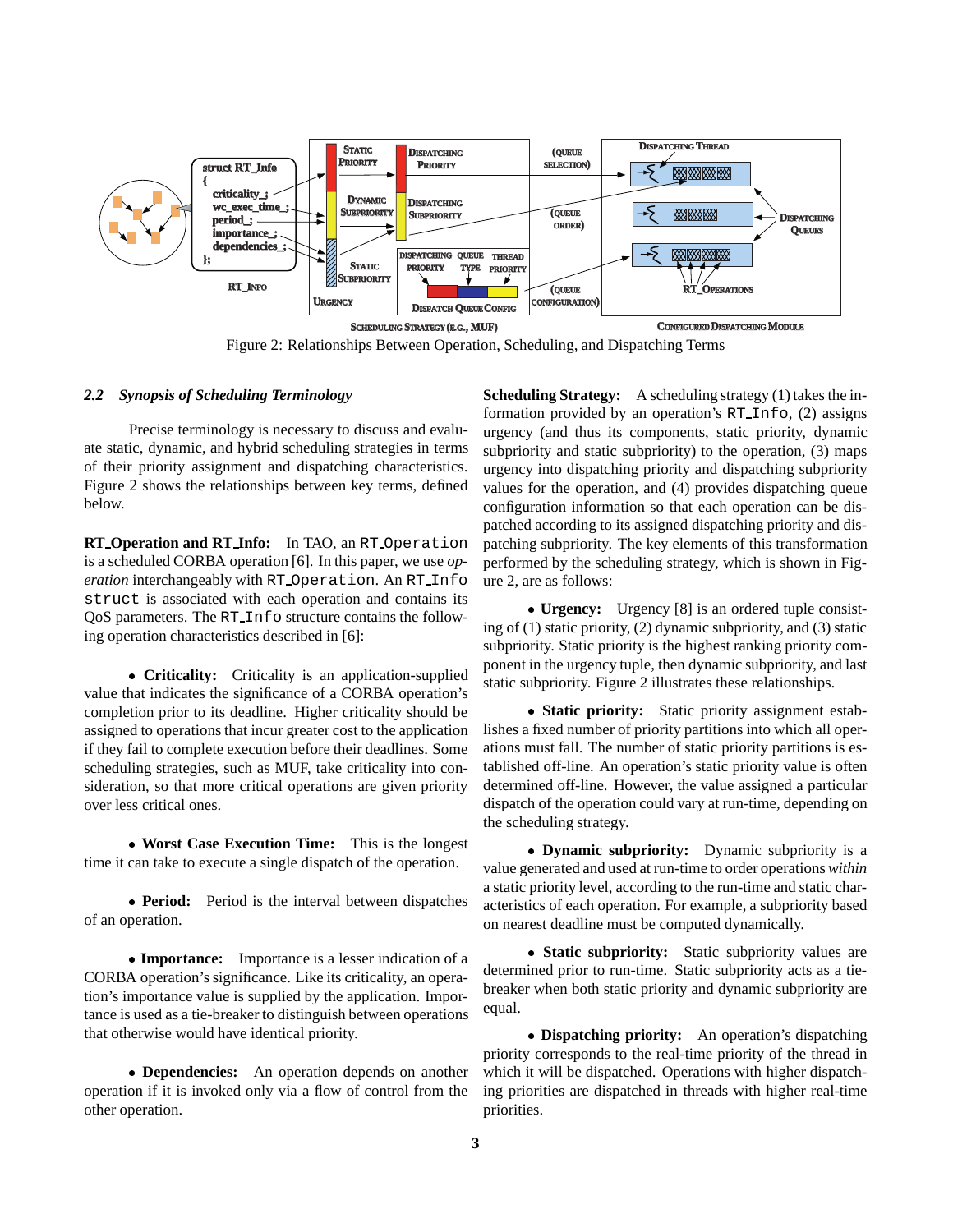Figure 2: Relationships Between Operation, Scheduling, and Dispatching Terms

### 2.2 *Synopsis of Scheduling Terminology*

Precise terminology is necessary to discuss and evaluate static, dynamic, and hybrid scheduling strategies in terms of their priority assignment and dispatching characteristics. Figure 2 shows the relationships between key terms, defined below.

**RT_Operation and RT_Info:** In TAO, an `RT_Operation` is a scheduled CORBA operation [6]. In this paper, we use *operation* interchangeably with `RT_Operation`. An `RT_Info struct` is associated with each operation and contains its QoS parameters. The `RT_Info` structure contains the following operation characteristics described in [6]:

- **Criticality:** Criticality is an application-supplied value that indicates the significance of a CORBA operation's completion prior to its deadline. Higher criticality should be assigned to operations that incur greater cost to the application if they fail to complete execution before their deadlines. Some scheduling strategies, such as MUF, take criticality into consideration, so that more critical operations are given priority over less critical ones.

- **Worst Case Execution Time:** This is the longest time it can take to execute a single dispatch of the operation.

- **Period:** Period is the interval between dispatches of an operation.

- **Importance:** Importance is a lesser indication of a CORBA operation's significance. Like its criticality, an operation's importance value is supplied by the application. Importance is used as a tie-breaker to distinguish between operations that otherwise would have identical priority.

- **Dependencies:** An operation depends on another operation if it is invoked only via a flow of control from the other operation.

**Scheduling Strategy:** A scheduling strategy (1) takes the information provided by an operation's `RT_Info`, (2) assigns urgency (and thus its components, static priority, dynamic subpriority and static subpriority) to the operation, (3) maps urgency into dispatching priority and dispatching subpriority values for the operation, and (4) provides dispatching queue configuration information so that each operation can be dispatched according to its assigned dispatching priority and dispatching subpriority. The key elements of this transformation performed by the scheduling strategy, which is shown in Figure 2, are as follows:

- **Urgency:** Urgency [8] is an ordered tuple consisting of (1) static priority, (2) dynamic subpriority, and (3) static subpriority. Static priority is the highest ranking priority component in the urgency tuple, then dynamic subpriority, and last static subpriority. Figure 2 illustrates these relationships.

- **Static priority:** Static priority assignment establishes a fixed number of priority partitions into which all operations must fall. The number of static priority partitions is established off-line. An operation's static priority value is often determined off-line. However, the value assigned a particular dispatch of the operation could vary at run-time, depending on the scheduling strategy.

- **Dynamic subpriority:** Dynamic subpriority is a value generated and used at run-time to order operations *within* a static priority level, according to the run-time and static characteristics of each operation. For example, a subpriority based on nearest deadline must be computed dynamically.

- **Static subpriority:** Static subpriority values are determined prior to run-time. Static subpriority acts as a tie-breaker when both static priority and dynamic subpriority are equal.

- **Dispatching priority:** An operation's dispatching priority corresponds to the real-time priority of the thread in which it will be dispatched. Operations with higher dispatching priorities are dispatched in threads with higher real-time priorities.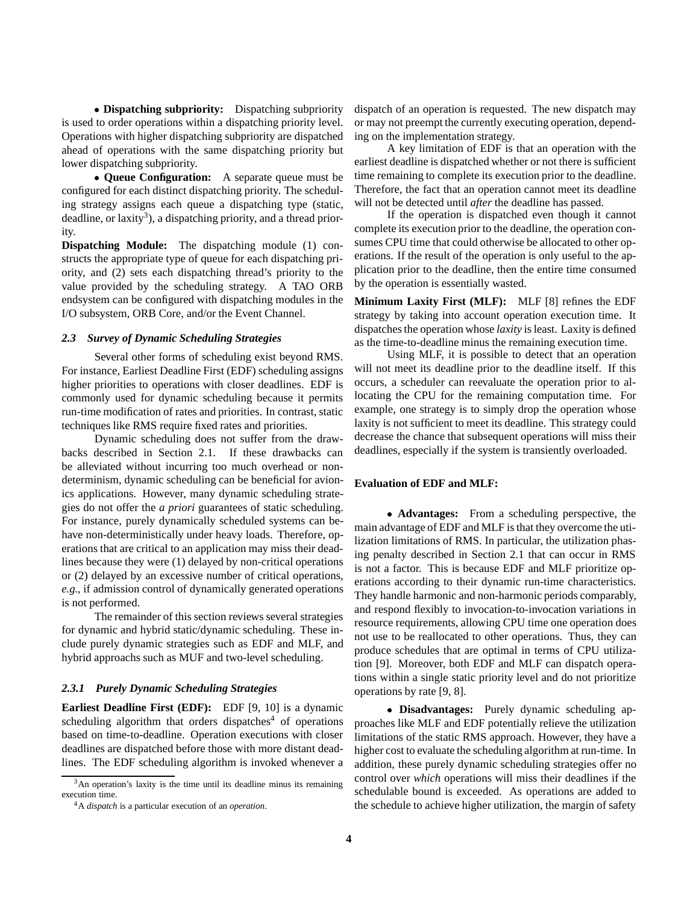• **Dispatching subpriority:** Dispatching subpriority is used to order operations within a dispatching priority level. Operations with higher dispatching subpriority are dispatched ahead of operations with the same dispatching priority but lower dispatching subpriority.

• **Queue Configuration:** A separate queue must be configured for each distinct dispatching priority. The scheduling strategy assigns each queue a dispatching type (static, deadline, or laxity[3]), a dispatching priority, and a thread priority.

**Dispatching Module:** The dispatching module (1) constructs the appropriate type of queue for each dispatching priority, and (2) sets each dispatching thread's priority to the value provided by the scheduling strategy. A TAO ORB endsystem can be configured with dispatching modules in the I/O subsystem, ORB Core, and/or the Event Channel.

### *2.3 Survey of Dynamic Scheduling Strategies*

Several other forms of scheduling exist beyond RMS. For instance, Earliest Deadline First (EDF) scheduling assigns higher priorities to operations with closer deadlines. EDF is commonly used for dynamic scheduling because it permits run-time modification of rates and priorities. In contrast, static techniques like RMS require fixed rates and priorities.

Dynamic scheduling does not suffer from the drawbacks described in Section 2.1. If these drawbacks can be alleviated without incurring too much overhead or nondeterminism, dynamic scheduling can be beneficial for avionics applications. However, many dynamic scheduling strategies do not offer the *a priori* guarantees of static scheduling. For instance, purely dynamically scheduled systems can behave non-deterministically under heavy loads. Therefore, operations that are critical to an application may miss their deadlines because they were (1) delayed by non-critical operations or (2) delayed by an excessive number of critical operations, *e.g.*, if admission control of dynamically generated operations is not performed.

The remainder of this section reviews several strategies for dynamic and hybrid static/dynamic scheduling. These include purely dynamic strategies such as EDF and MLF, and hybrid approachs such as MUF and two-level scheduling.

#### *2.3.1 Purely Dynamic Scheduling Strategies*

**Earliest Deadline First (EDF):** EDF [9, 10] is a dynamic scheduling algorithm that orders dispatches[4] of operations based on time-to-deadline. Operation executions with closer deadlines are dispatched before those with more distant deadlines. The EDF scheduling algorithm is invoked whenever a dispatch of an operation is requested. The new dispatch may or may not preempt the currently executing operation, depending on the implementation strategy.

A key limitation of EDF is that an operation with the earliest deadline is dispatched whether or not there is sufficient time remaining to complete its execution prior to the deadline. Therefore, the fact that an operation cannot meet its deadline will not be detected until *after* the deadline has passed.

If the operation is dispatched even though it cannot complete its execution prior to the deadline, the operation consumes CPU time that could otherwise be allocated to other operations. If the result of the operation is only useful to the application prior to the deadline, then the entire time consumed by the operation is essentially wasted.

**Minimum Laxity First (MLF):** MLF [8] refines the EDF strategy by taking into account operation execution time. It dispatches the operation whose *laxity* is least. Laxity is defined as the time-to-deadline minus the remaining execution time.

Using MLF, it is possible to detect that an operation will not meet its deadline prior to the deadline itself. If this occurs, a scheduler can reevaluate the operation prior to allocating the CPU for the remaining computation time. For example, one strategy is to simply drop the operation whose laxity is not sufficient to meet its deadline. This strategy could decrease the chance that subsequent operations will miss their deadlines, especially if the system is transiently overloaded.

**Evaluation of EDF and MLF:**

• **Advantages:** From a scheduling perspective, the main advantage of EDF and MLF is that they overcome the utilization limitations of RMS. In particular, the utilization phasing penalty described in Section 2.1 that can occur in RMS is not a factor. This is because EDF and MLF prioritize operations according to their dynamic run-time characteristics. They handle harmonic and non-harmonic periods comparably, and respond flexibly to invocation-to-invocation variations in resource requirements, allowing CPU time one operation does not use to be reallocated to other operations. Thus, they can produce schedules that are optimal in terms of CPU utilization [9]. Moreover, both EDF and MLF can dispatch operations within a single static priority level and do not prioritize operations by rate [9, 8].

• **Disadvantages:** Purely dynamic scheduling approaches like MLF and EDF potentially relieve the utilization limitations of the static RMS approach. However, they have a higher cost to evaluate the scheduling algorithm at run-time. In addition, these purely dynamic scheduling strategies offer no control over *which* operations will miss their deadlines if the schedulable bound is exceeded. As operations are added to the schedule to achieve higher utilization, the margin of safety

[3] An operation's laxity is the time until its deadline minus its remaining execution time.

[4] A *dispatch* is a particular execution of an *operation*.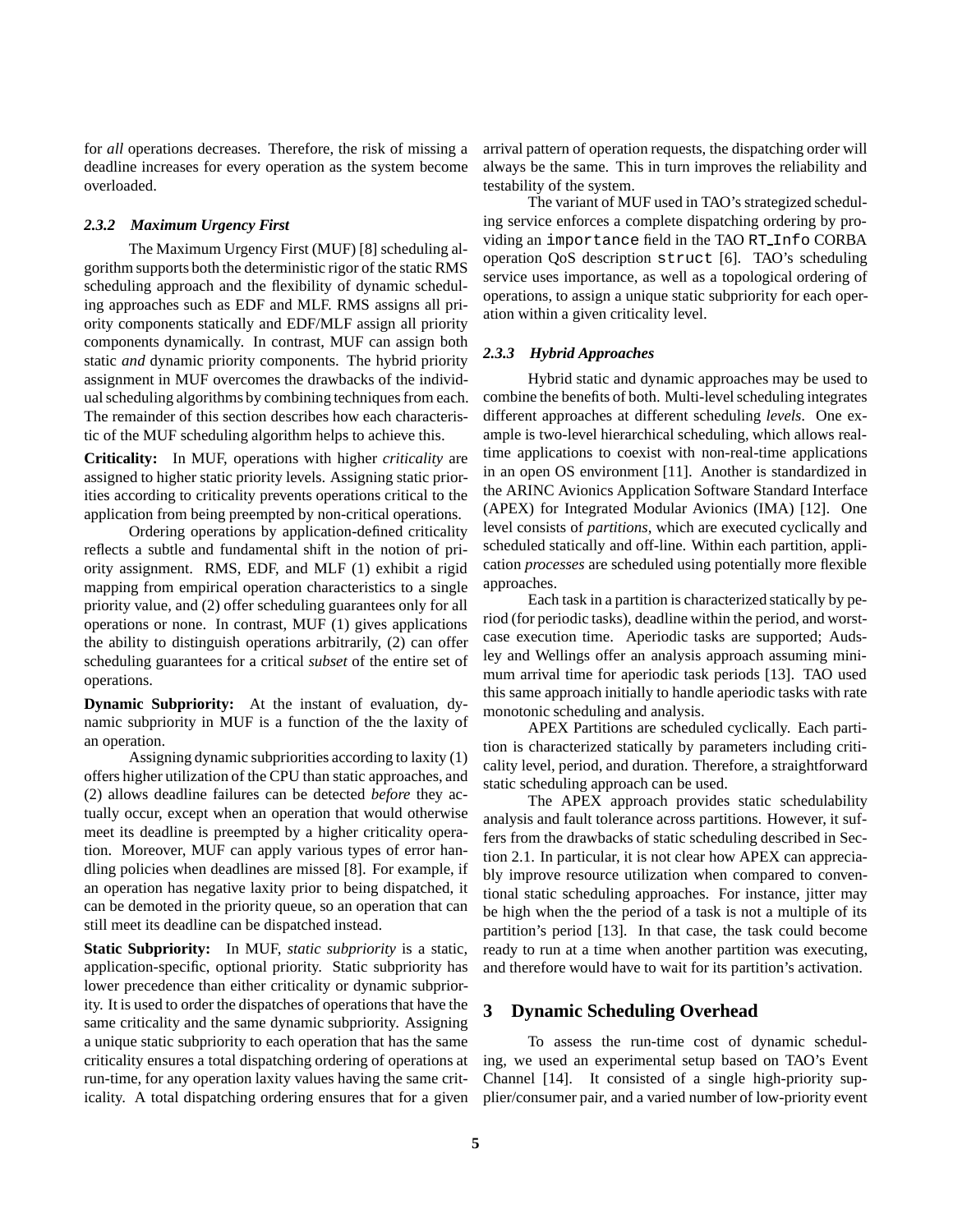for *all* operations decreases. Therefore, the risk of missing a deadline increases for every operation as the system become overloaded.

#### 2.3.2 Maximum Urgency First

The Maximum Urgency First (MUF) [8] scheduling algorithm supports both the deterministic rigor of the static RMS scheduling approach and the flexibility of dynamic scheduling approaches such as EDF and MLF. RMS assigns all priority components statically and EDF/MLF assign all priority components dynamically. In contrast, MUF can assign both static *and* dynamic priority components. The hybrid priority assignment in MUF overcomes the drawbacks of the individual scheduling algorithms by combining techniques from each. The remainder of this section describes how each characteristic of the MUF scheduling algorithm helps to achieve this.

**Criticality:** In MUF, operations with higher *criticality* are assigned to higher static priority levels. Assigning static priorities according to criticality prevents operations critical to the application from being preempted by non-critical operations.

Ordering operations by application-defined criticality reflects a subtle and fundamental shift in the notion of priority assignment. RMS, EDF, and MLF (1) exhibit a rigid mapping from empirical operation characteristics to a single priority value, and (2) offer scheduling guarantees only for all operations or none. In contrast, MUF (1) gives applications the ability to distinguish operations arbitrarily, (2) can offer scheduling guarantees for a critical *subset* of the entire set of operations.

**Dynamic Subpriority:** At the instant of evaluation, dynamic subpriority in MUF is a function of the the laxity of an operation.

Assigning dynamic subpriorities according to laxity (1) offers higher utilization of the CPU than static approaches, and (2) allows deadline failures can be detected *before* they actually occur, except when an operation that would otherwise meet its deadline is preempted by a higher criticality operation. Moreover, MUF can apply various types of error handling policies when deadlines are missed [8]. For example, if an operation has negative laxity prior to being dispatched, it can be demoted in the priority queue, so an operation that can still meet its deadline can be dispatched instead.

**Static Subpriority:** In MUF, *static subpriority* is a static, application-specific, optional priority. Static subpriority has lower precedence than either criticality or dynamic subpriority. It is used to order the dispatches of operations that have the same criticality and the same dynamic subpriority. Assigning a unique static subpriority to each operation that has the same criticality ensures a total dispatching ordering of operations at run-time, for any operation laxity values having the same criticality. A total dispatching ordering ensures that for a given arrival pattern of operation requests, the dispatching order will always be the same. This in turn improves the reliability and testability of the system.

The variant of MUF used in TAO's strategized scheduling service enforces a complete dispatching ordering by providing an `importance` field in the TAO `RT_Info` CORBA operation QoS description `struct` [6]. TAO's scheduling service uses importance, as well as a topological ordering of operations, to assign a unique static subpriority for each operation within a given criticality level.

#### 2.3.3 Hybrid Approaches

Hybrid static and dynamic approaches may be used to combine the benefits of both. Multi-level scheduling integrates different approaches at different scheduling *levels*. One example is two-level hierarchical scheduling, which allows real-time applications to coexist with non-real-time applications in an open OS environment [11]. Another is standardized in the ARINC Avionics Application Software Standard Interface (APEX) for Integrated Modular Avionics (IMA) [12]. One level consists of *partitions*, which are executed cyclically and scheduled statically and off-line. Within each partition, application *processes* are scheduled using potentially more flexible approaches.

Each task in a partition is characterized statically by period (for periodic tasks), deadline within the period, and worst-case execution time. Aperiodic tasks are supported; Audsley and Wellings offer an analysis approach assuming minimum arrival time for aperiodic task periods [13]. TAO used this same approach initially to handle aperiodic tasks with rate monotonic scheduling and analysis.

APEX Partitions are scheduled cyclically. Each partition is characterized statically by parameters including criticality level, period, and duration. Therefore, a straightforward static scheduling approach can be used.

The APEX approach provides static schedulability analysis and fault tolerance across partitions. However, it suffers from the drawbacks of static scheduling described in Section 2.1. In particular, it is not clear how APEX can appreciably improve resource utilization when compared to conventional static scheduling approaches. For instance, jitter may be high when the the period of a task is not a multiple of its partition's period [13]. In that case, the task could become ready to run at a time when another partition was executing, and therefore would have to wait for its partition's activation.

## 3 Dynamic Scheduling Overhead

To assess the run-time cost of dynamic scheduling, we used an experimental setup based on TAO's Event Channel [14]. It consisted of a single high-priority supplier/consumer pair, and a varied number of low-priority event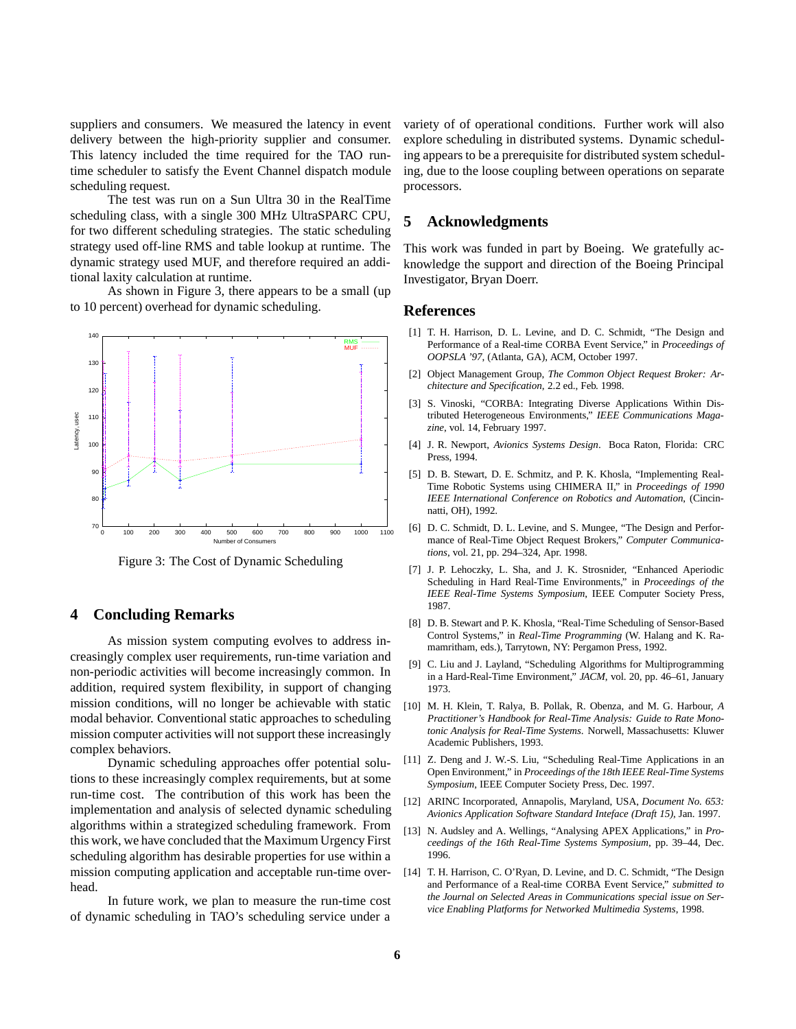suppliers and consumers. We measured the latency in event delivery between the high-priority supplier and consumer. This latency included the time required for the TAO run-time scheduler to satisfy the Event Channel dispatch module scheduling request.

The test was run on a Sun Ultra 30 in the RealTime scheduling class, with a single 300 MHz UltraSPARC CPU, for two different scheduling strategies. The static scheduling strategy used off-line RMS and table lookup at runtime. The dynamic strategy used MUF, and therefore required an additional laxity calculation at runtime.

As shown in Figure 3, there appears to be a small (up to 10 percent) overhead for dynamic scheduling.

RMS
MUF
Latency, usec
140
130
120
110
100
90
80
70
0 100 200 300 400 500 600 700 800 900 1000 1100
Number of Consumers

Figure 3: The Cost of Dynamic Scheduling

## 4 Concluding Remarks

As mission system computing evolves to address increasingly complex user requirements, run-time variation and non-periodic activities will become increasingly common. In addition, required system flexibility, in support of changing mission conditions, will no longer be achievable with static modal behavior. Conventional static approaches to scheduling mission computer activities will not support these increasingly complex behaviors.

Dynamic scheduling approaches offer potential solutions to these increasingly complex requirements, but at some run-time cost. The contribution of this work has been the implementation and analysis of selected dynamic scheduling algorithms within a strategized scheduling framework. From this work, we have concluded that the Maximum Urgency First scheduling algorithm has desirable properties for use within a mission computing application and acceptable run-time overhead.

In future work, we plan to measure the run-time cost of dynamic scheduling in TAO's scheduling service under a variety of of operational conditions. Further work will also explore scheduling in distributed systems. Dynamic scheduling appears to be a prerequisite for distributed system scheduling, due to the loose coupling between operations on separate processors.

## 5 Acknowledgments

This work was funded in part by Boeing. We gratefully acknowledge the support and direction of the Boeing Principal Investigator, Bryan Doerr.

## References

[1] T. H. Harrison, D. L. Levine, and D. C. Schmidt, "The Design and Performance of a Real-time CORBA Event Service," in *Proceedings of OOPSLA '97*, (Atlanta, GA), ACM, October 1997.

[2] Object Management Group, *The Common Object Request Broker: Architecture and Specification*, 2.2 ed., Feb. 1998.

[3] S. Vinoski, "CORBA: Integrating Diverse Applications Within Distributed Heterogeneous Environments," *IEEE Communications Magazine*, vol. 14, February 1997.

[4] J. R. Newport, *Avionics Systems Design*. Boca Raton, Florida: CRC Press, 1994.

[5] D. B. Stewart, D. E. Schmitz, and P. K. Khosla, "Implementing Real-Time Robotic Systems using CHIMERA II," in *Proceedings of 1990 IEEE International Conference on Robotics and Automation*, (Cincinnatti, OH), 1992.

[6] D. C. Schmidt, D. L. Levine, and S. Mungee, "The Design and Performance of Real-Time Object Request Brokers," *Computer Communications*, vol. 21, pp. 294–324, Apr. 1998.

[7] J. P. Lehoczky, L. Sha, and J. K. Strosnider, "Enhanced Aperiodic Scheduling in Hard Real-Time Environments," in *Proceedings of the IEEE Real-Time Systems Symposium*, IEEE Computer Society Press, 1987.

[8] D. B. Stewart and P. K. Khosla, "Real-Time Scheduling of Sensor-Based Control Systems," in *Real-Time Programming* (W. Halang and K. Ramamritham, eds.), Tarrytown, NY: Pergamon Press, 1992.

[9] C. Liu and J. Layland, "Scheduling Algorithms for Multiprogramming in a Hard-Real-Time Environment," *JACM*, vol. 20, pp. 46–61, January 1973.

[10] M. H. Klein, T. Ralya, B. Pollak, R. Obenza, and M. G. Harbour, *A Practitioner's Handbook for Real-Time Analysis: Guide to Rate Monotonic Analysis for Real-Time Systems*. Norwell, Massachusetts: Kluwer Academic Publishers, 1993.

[11] Z. Deng and J. W.-S. Liu, "Scheduling Real-Time Applications in an Open Environment," in *Proceedings of the 18th IEEE Real-Time Systems Symposium*, IEEE Computer Society Press, Dec. 1997.

[12] ARINC Incorporated, Annapolis, Maryland, USA, *Document No. 653: Avionics Application Software Standard Inteface (Draft 15)*, Jan. 1997.

[13] N. Audsley and A. Wellings, "Analysing APEX Applications," in *Proceedings of the 16th Real-Time Systems Symposium*, pp. 39–44, Dec. 1996.

[14] T. H. Harrison, C. O'Ryan, D. Levine, and D. C. Schmidt, "The Design and Performance of a Real-time CORBA Event Service," *submitted to the Journal on Selected Areas in Communications special issue on Service Enabling Platforms for Networked Multimedia Systems*, 1998.